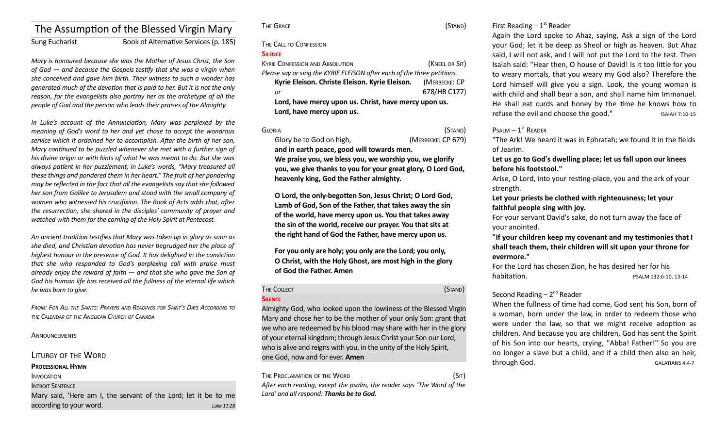# The Assumption of the Blessed Virgin Mary

Sung Eucharist — Book of Alternative Services (p. 185)

*Mary is honoured because she was the Mother of Jesus Christ, the Son of God — and because the Gospels testify that she was a virgin when she conceived and gave him birth. Their witness to such a wonder has generated much of the devotion that is paid to her. But it is not the only reason, for the evangelists also portray her as the archetype of all the people of God and the person who leads their praises of the Almighty.*

*In Luke's account of the Annunciation, Mary was perplexed by the meaning of God's word to her and yet chose to accept the wondrous service which it ordained her to accomplish. After the birth of her son, Mary continued to be puzzled whenever she met with a further sign of his divine origin or with hints of what he was meant to do. But she was always patient in her puzzlement; in Luke's words, "Mary treasured all these things and pondered them in her heart." The fruit of her pondering may be reflected in the fact that all the evangelists say that she followed her son from Galilee to Jerusalem and stood with the small company of women who witnessed his crucifixion. The Book of Acts adds that, after the resurrection, she shared in the disciples' community of prayer and watched with them for the corning of the Holy Spirit at Pentecost.*

*An ancient tradition testifies that Mary was taken up in glory as soon as she died, and Christian devotion has never begrudged her the place of highest honour in the presence of God. It has delighted in the conviction that she who responded to God's perplexing call with praise must already enjoy the reward of faith — and that she who gave the Son of God his human life has received all the fullness of the eternal life which he was born to give.*

*From: For All the Saints: Prayers and Readings for Saint's Days According to the Calendar of the Anglican Church of Canada*

Announcements

## Liturgy of the Word

**Processional Hymn**

Invocation

Introit Sentence

Mary said, 'Here am I, the servant of the Lord; let it be to me according to your word. *Luke 11:28*

The Grace (Stand)

The Call to Confession

**Silence**

Kyrie Confession and Absolution (Kneel or Sit)

*Please say or sing the KYRIE ELEISON after each of the three petitions.*

**Kyrie Eleison. Christe Eleison. Kyrie Eleison.** (Merbecke: CP 678/HB C177)

*or*

**Lord, have mercy upon us. Christ, have mercy upon us. Lord, have mercy upon us.**

Gloria (Stand)

Glory be to God on high, (Merbecke: CP 679)

**and in earth peace, good will towards men.**

**We praise you, we bless you, we worship you, we glorify you, we give thanks to you for your great glory, O Lord God, heavenly king, God the Father almighty.**

**O Lord, the only-begotten Son, Jesus Christ; O Lord God, Lamb of God, Son of the Father, that takes away the sin of the world, have mercy upon us. You that takes away the sin of the world, receive our prayer. You that sits at the right hand of God the Father, have mercy upon us.**

**For you only are holy; you only are the Lord; you only, O Christ, with the Holy Ghost, are most high in the glory of God the Father. Amen**

The Collect (Stand)

**Silence**

Almighty God, who looked upon the lowliness of the Blessed Virgin Mary and chose her to be the mother of your only Son: grant that we who are redeemed by his blood may share with her in the glory of your eternal kingdom; through Jesus Christ your Son our Lord, who is alive and reigns with you, in the unity of the Holy Spirit, one God, now and for ever. **Amen**

The Proclamation of the Word (Sit)

*After each reading, except the psalm, the reader says 'The Word of the Lord' and all respond: **Thanks be to God.***

First Reading – 1st Reader

Again the Lord spoke to Ahaz, saying, Ask a sign of the Lord your God; let it be deep as Sheol or high as heaven. But Ahaz said, I will not ask, and I will not put the Lord to the test. Then Isaiah said: "Hear then, O house of David! Is it too little for you to weary mortals, that you weary my God also? Therefore the Lord himself will give you a sign. Look, the young woman is with child and shall bear a son, and shall name him Immanuel. He shall eat curds and honey by the time he knows how to refuse the evil and choose the good." Isaiah 7:10-15

Psalm – 1st Reader

"The Ark! We heard it was in Ephratah; we found it in the fields of Jearim.

**Let us go to God's dwelling place; let us fall upon our knees before his footstool."**

Arise, O Lord, into your resting-place, you and the ark of your strength.

**Let your priests be clothed with righteousness; let your faithful people sing with joy.**

For your servant David's sake, do not turn away the face of your anointed.

**"If your children keep my covenant and my testimonies that I shall teach them, their children will sit upon your throne for evermore."**

For the Lord has chosen Zion, he has desired her for his habitation. Psalm 132:6-10, 13-14

Second Reading – 2nd Reader

When the fullness of time had come, God sent his Son, born of a woman, born under the law, in order to redeem those who were under the law, so that we might receive adoption as children. And because you are children, God has sent the Spirit of his Son into our hearts, crying, "Abba! Father!" So you are no longer a slave but a child, and if a child then also an heir, through God. Galatians 4:4-7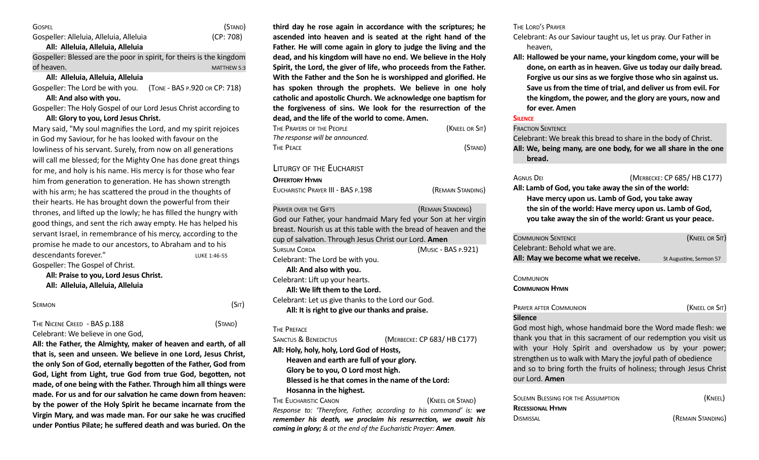Gospel (Stand)

Gospeller: Alleluia, Alleluia, Alleluia (CP: 708)

**All: Alleluia, Alleluia, Alleluia**

Gospeller: Blessed are the poor in spirit, for theirs is the kingdom of heaven. MATTHEW 5:3

**All: Alleluia, Alleluia, Alleluia**

Gospeller: The Lord be with you. (Tone - BAS p.920 or CP: 718)

**All: And also with you.**

Gospeller: The Holy Gospel of our Lord Jesus Christ according to

**All: Glory to you, Lord Jesus Christ.**

Mary said, "My soul magnifies the Lord, and my spirit rejoices in God my Saviour, for he has looked with favour on the lowliness of his servant. Surely, from now on all generations will call me blessed; for the Mighty One has done great things for me, and holy is his name. His mercy is for those who fear him from generation to generation. He has shown strength with his arm; he has scattered the proud in the thoughts of their hearts. He has brought down the powerful from their thrones, and lifted up the lowly; he has filled the hungry with good things, and sent the rich away empty. He has helped his servant Israel, in remembrance of his mercy, according to the promise he made to our ancestors, to Abraham and to his descendants forever." LUKE 1:46-55

Gospeller: The Gospel of Christ.

**All: Praise to you, Lord Jesus Christ.**

**All: Alleluia, Alleluia, Alleluia**

Sermon (Sit)

The Nicene Creed - BAS p.188 (Stand)

Celebrant: We believe in one God,

**All: the Father, the Almighty, maker of heaven and earth, of all that is, seen and unseen. We believe in one Lord, Jesus Christ, the only Son of God, eternally begotten of the Father, God from God, Light from Light, true God from true God, begotten, not made, of one being with the Father. Through him all things were made. For us and for our salvation he came down from heaven: by the power of the Holy Spirit he became incarnate from the Virgin Mary, and was made man. For our sake he was crucified under Pontius Pilate; he suffered death and was buried. On the third day he rose again in accordance with the scriptures; he ascended into heaven and is seated at the right hand of the Father. He will come again in glory to judge the living and the dead, and his kingdom will have no end. We believe in the Holy Spirit, the Lord, the giver of life, who proceeds from the Father. With the Father and the Son he is worshipped and glorified. He has spoken through the prophets. We believe in one holy catholic and apostolic Church. We acknowledge one baptism for the forgiveness of sins. We look for the resurrection of the dead, and the life of the world to come. Amen.**

The Prayers of the People (Kneel or Sit)

*The response will be announced.*

The Peace (Stand)

## Liturgy of the Eucharist

**Offertory Hymn**

Eucharistic Prayer III - BAS p.198 (Remain Standing)

Prayer over the Gifts (Remain Standing)

God our Father, your handmaid Mary fed your Son at her virgin breast. Nourish us at this table with the bread of heaven and the cup of salvation. Through Jesus Christ our Lord. **Amen**

Sursum Corda (Music - BAS p.921)

Celebrant: The Lord be with you.

**All: And also with you.**

Celebrant: Lift up your hearts.

**All: We lift them to the Lord.**

Celebrant: Let us give thanks to the Lord our God.

**All: It is right to give our thanks and praise.**

The Preface

Sanctus & Benedictus (Merbecke: CP 683/ HB C177)

**All: Holy, holy, holy, Lord God of Hosts,**
**Heaven and earth are full of your glory.**
**Glory be to you, O Lord most high.**
**Blessed is he that comes in the name of the Lord:**
**Hosanna in the highest.**

The Eucharistic Canon (Kneel or Stand)

*Response to: 'Therefore, Father, according to his command' is:* ***we remember his death, we proclaim his resurrection, we await his coming in glory;*** *& at the end of the Eucharistic Prayer:* ***Amen****.*

The Lord's Prayer

Celebrant: As our Saviour taught us, let us pray. Our Father in heaven,

**All: Hallowed be your name, your kingdom come, your will be done, on earth as in heaven. Give us today our daily bread. Forgive us our sins as we forgive those who sin against us. Save us from the time of trial, and deliver us from evil. For the kingdom, the power, and the glory are yours, now and for ever. Amen**

**Silence**

Fraction Sentence

Celebrant: We break this bread to share in the body of Christ.

**All: We, being many, are one body, for we all share in the one bread.**

Agnus Dei (Merbecke: CP 685/ HB C177)

**All: Lamb of God, you take away the sin of the world:**
**Have mercy upon us. Lamb of God, you take away**
**the sin of the world: Have mercy upon us. Lamb of God,**
**you take away the sin of the world: Grant us your peace.**

Communion Sentence (Kneel or Sit)

Celebrant: Behold what we are.

**All: May we become what we receive.** St Augustine, Sermon 57

Communion

**Communion Hymn**

Prayer after Communion (Kneel or Sit)

**Silence**

God most high, whose handmaid bore the Word made flesh: we thank you that in this sacrament of our redemption you visit us with your Holy Spirit and overshadow us by your power; strengthen us to walk with Mary the joyful path of obedience and so to bring forth the fruits of holiness; through Jesus Christ our Lord. **Amen**

Solemn Blessing for the Assumption (Kneel)

**Recessional Hymn**

Dismissal (Remain Standing)